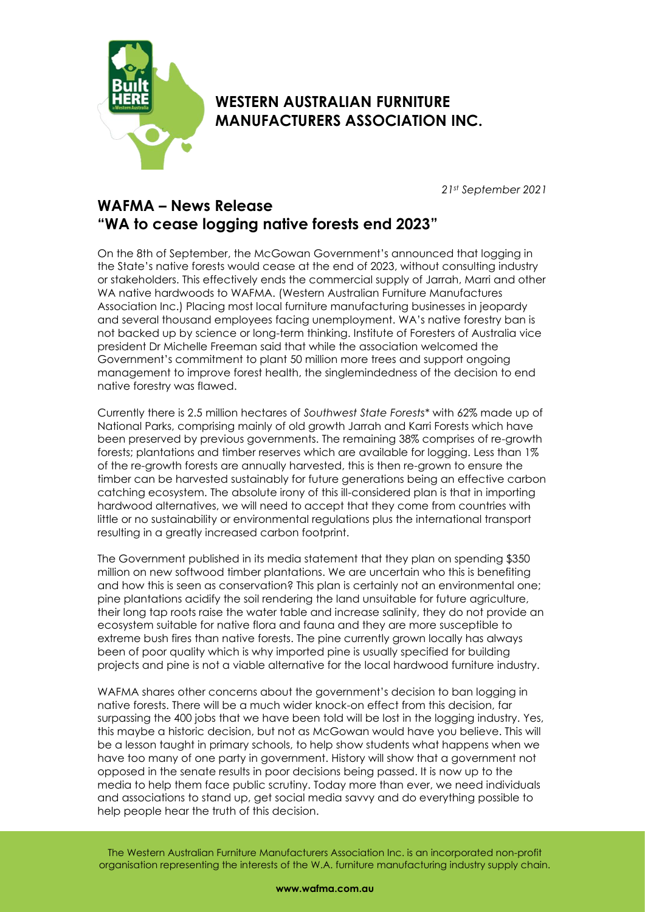# WESTERN AUSTRALIAN FURNITURE MANUFACTURERS ASSOCIATION INC.

*21st September 2021*

## WAFMA – News Release
## "WA to cease logging native forests end 2023"

On the 8th of September, the McGowan Government's announced that logging in the State's native forests would cease at the end of 2023, without consulting industry or stakeholders. This effectively ends the commercial supply of Jarrah, Marri and other WA native hardwoods to WAFMA. (Western Australian Furniture Manufactures Association Inc.) Placing most local furniture manufacturing businesses in jeopardy and several thousand employees facing unemployment. WA's native forestry ban is not backed up by science or long-term thinking. Institute of Foresters of Australia vice president Dr Michelle Freeman said that while the association welcomed the Government's commitment to plant 50 million more trees and support ongoing management to improve forest health, the singlemindedness of the decision to end native forestry was flawed.

Currently there is 2.5 million hectares of *Southwest State Forests\** with 62% made up of National Parks, comprising mainly of old growth Jarrah and Karri Forests which have been preserved by previous governments. The remaining 38% comprises of re-growth forests; plantations and timber reserves which are available for logging. Less than 1% of the re-growth forests are annually harvested, this is then re-grown to ensure the timber can be harvested sustainably for future generations being an effective carbon catching ecosystem. The absolute irony of this ill-considered plan is that in importing hardwood alternatives, we will need to accept that they come from countries with little or no sustainability or environmental regulations plus the international transport resulting in a greatly increased carbon footprint.

The Government published in its media statement that they plan on spending $350 million on new softwood timber plantations. We are uncertain who this is benefiting and how this is seen as conservation? This plan is certainly not an environmental one; pine plantations acidify the soil rendering the land unsuitable for future agriculture, their long tap roots raise the water table and increase salinity, they do not provide an ecosystem suitable for native flora and fauna and they are more susceptible to extreme bush fires than native forests. The pine currently grown locally has always been of poor quality which is why imported pine is usually specified for building projects and pine is not a viable alternative for the local hardwood furniture industry.

WAFMA shares other concerns about the government's decision to ban logging in native forests. There will be a much wider knock-on effect from this decision, far surpassing the 400 jobs that we have been told will be lost in the logging industry. Yes, this maybe a historic decision, but not as McGowan would have you believe. This will be a lesson taught in primary schools, to help show students what happens when we have too many of one party in government. History will show that a government not opposed in the senate results in poor decisions being passed. It is now up to the media to help them face public scrutiny. Today more than ever, we need individuals and associations to stand up, get social media savvy and do everything possible to help people hear the truth of this decision.

The Western Australian Furniture Manufacturers Association Inc. is an incorporated non-profit organisation representing the interests of the W.A. furniture manufacturing industry supply chain.

**www.wafma.com.au**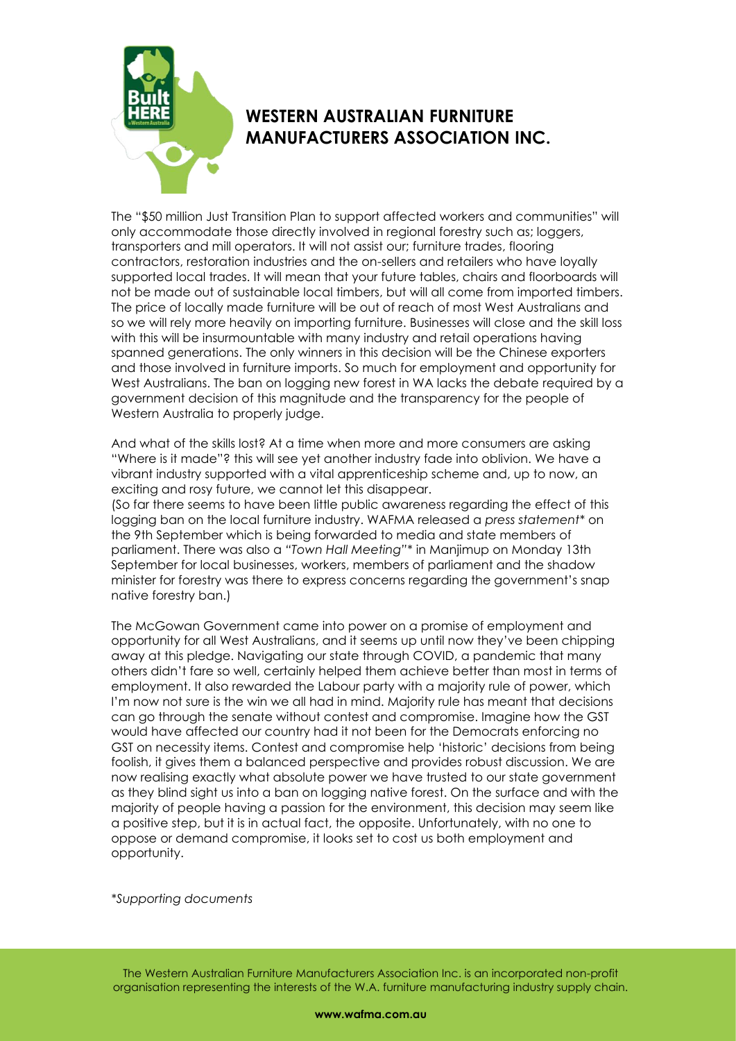## WESTERN AUSTRALIAN FURNITURE MANUFACTURERS ASSOCIATION INC.

The "$50 million Just Transition Plan to support affected workers and communities" will only accommodate those directly involved in regional forestry such as; loggers, transporters and mill operators. It will not assist our; furniture trades, flooring contractors, restoration industries and the on-sellers and retailers who have loyally supported local trades. It will mean that your future tables, chairs and floorboards will not be made out of sustainable local timbers, but will all come from imported timbers. The price of locally made furniture will be out of reach of most West Australians and so we will rely more heavily on importing furniture. Businesses will close and the skill loss with this will be insurmountable with many industry and retail operations having spanned generations. The only winners in this decision will be the Chinese exporters and those involved in furniture imports. So much for employment and opportunity for West Australians. The ban on logging new forest in WA lacks the debate required by a government decision of this magnitude and the transparency for the people of Western Australia to properly judge.

And what of the skills lost? At a time when more and more consumers are asking "Where is it made"? this will see yet another industry fade into oblivion. We have a vibrant industry supported with a vital apprenticeship scheme and, up to now, an exciting and rosy future, we cannot let this disappear.
(So far there seems to have been little public awareness regarding the effect of this logging ban on the local furniture industry. WAFMA released a *press statement*\* on the 9th September which is being forwarded to media and state members of parliament. There was also a *"Town Hall Meeting"*\* in Manjimup on Monday 13th September for local businesses, workers, members of parliament and the shadow minister for forestry was there to express concerns regarding the government's snap native forestry ban.)

The McGowan Government came into power on a promise of employment and opportunity for all West Australians, and it seems up until now they've been chipping away at this pledge. Navigating our state through COVID, a pandemic that many others didn't fare so well, certainly helped them achieve better than most in terms of employment. It also rewarded the Labour party with a majority rule of power, which I'm now not sure is the win we all had in mind. Majority rule has meant that decisions can go through the senate without contest and compromise. Imagine how the GST would have affected our country had it not been for the Democrats enforcing no GST on necessity items. Contest and compromise help 'historic' decisions from being foolish, it gives them a balanced perspective and provides robust discussion. We are now realising exactly what absolute power we have trusted to our state government as they blind sight us into a ban on logging native forest. On the surface and with the majority of people having a passion for the environment, this decision may seem like a positive step, but it is in actual fact, the opposite. Unfortunately, with no one to oppose or demand compromise, it looks set to cost us both employment and opportunity.

*\*Supporting documents*

The Western Australian Furniture Manufacturers Association Inc. is an incorporated non-profit organisation representing the interests of the W.A. furniture manufacturing industry supply chain.

**www.wafma.com.au**